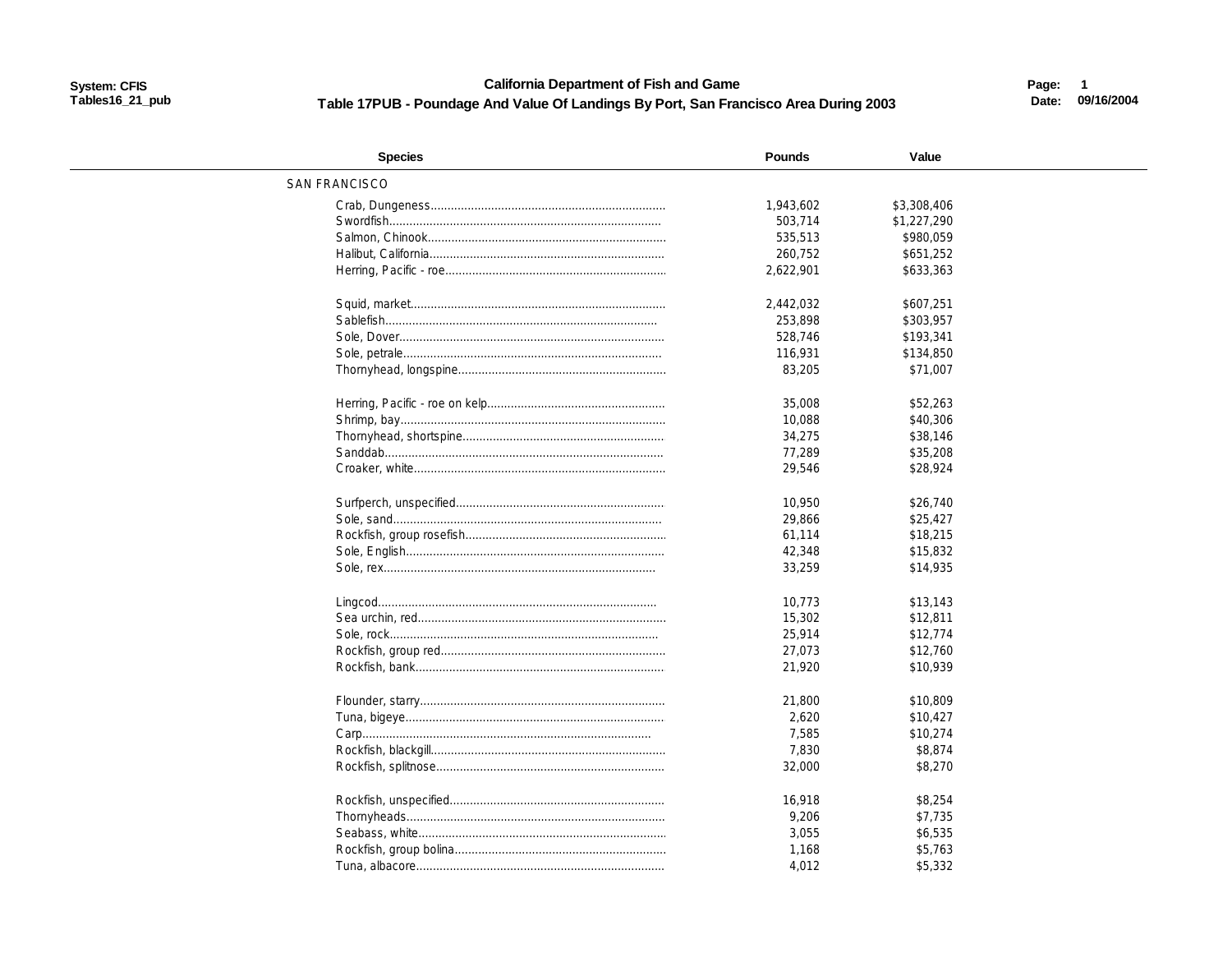# California Department of Fish and Game

## Table 17PUB - Poundage And Value Of Landings By Port, San Francisco Area During 2003

| Species | Pounds | Value |
|---|---|---|
| SAN FRANCISCO | | |
| Crab, Dungeness | 1,943,602 | $3,308,406 |
| Swordfish | 503,714 | $1,227,290 |
| Salmon, Chinook | 535,513 | $980,059 |
| Halibut, California | 260,752 | $651,252 |
| Herring, Pacific - roe | 2,622,901 | $633,363 |
| Squid, market | 2,442,032 | $607,251 |
| Sablefish | 253,898 | $303,957 |
| Sole, Dover | 528,746 | $193,341 |
| Sole, petrale | 116,931 | $134,850 |
| Thornyhead, longspine | 83,205 | $71,007 |
| Herring, Pacific - roe on kelp | 35,008 | $52,263 |
| Shrimp, bay | 10,088 | $40,306 |
| Thornyhead, shortspine | 34,275 | $38,146 |
| Sanddab | 77,289 | $35,208 |
| Croaker, white | 29,546 | $28,924 |
| Surfperch, unspecified | 10,950 | $26,740 |
| Sole, sand | 29,866 | $25,427 |
| Rockfish, group rosefish | 61,114 | $18,215 |
| Sole, English | 42,348 | $15,832 |
| Sole, rex | 33,259 | $14,935 |
| Lingcod | 10,773 | $13,143 |
| Sea urchin, red | 15,302 | $12,811 |
| Sole, rock | 25,914 | $12,774 |
| Rockfish, group red | 27,073 | $12,760 |
| Rockfish, bank | 21,920 | $10,939 |
| Flounder, starry | 21,800 | $10,809 |
| Tuna, bigeye | 2,620 | $10,427 |
| Carp | 7,585 | $10,274 |
| Rockfish, blackgill | 7,830 | $8,874 |
| Rockfish, splitnose | 32,000 | $8,270 |
| Rockfish, unspecified | 16,918 | $8,254 |
| Thornyheads | 9,206 | $7,735 |
| Seabass, white | 3,055 | $6,535 |
| Rockfish, group bolina | 1,168 | $5,763 |
| Tuna, albacore | 4,012 | $5,332 |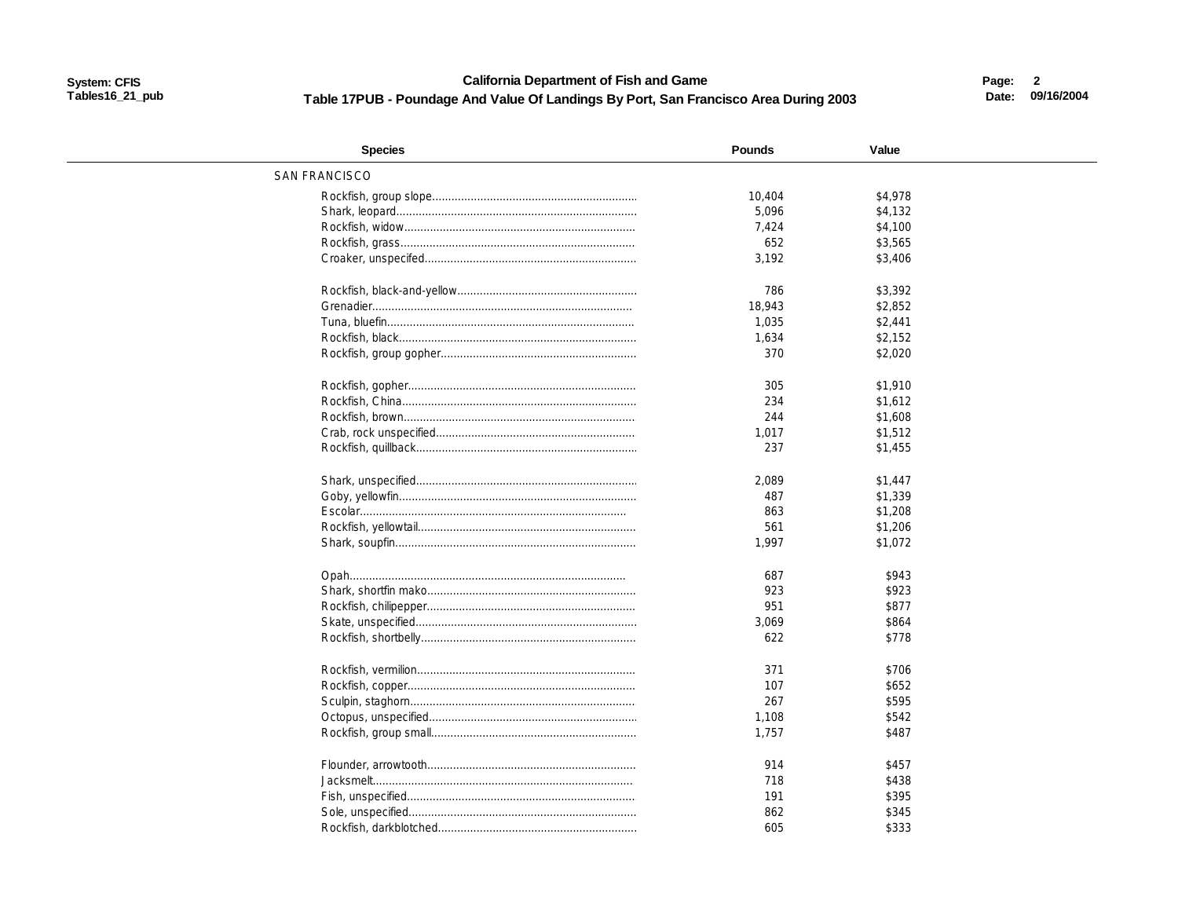**California Department of Fish and Game**

**Table 17PUB - Poundage And Value Of Landings By Port, San Francisco Area During 2003**

| Species | Pounds | Value |
|---|---|---|
| SAN FRANCISCO | | |
| Rockfish, group slope | 10,404 | $4,978 |
| Shark, leopard | 5,096 | $4,132 |
| Rockfish, widow | 7,424 | $4,100 |
| Rockfish, grass | 652 | $3,565 |
| Croaker, unspecifed | 3,192 | $3,406 |
| Rockfish, black-and-yellow | 786 | $3,392 |
| Grenadier | 18,943 | $2,852 |
| Tuna, bluefin | 1,035 | $2,441 |
| Rockfish, black | 1,634 | $2,152 |
| Rockfish, group gopher | 370 | $2,020 |
| Rockfish, gopher | 305 | $1,910 |
| Rockfish, China | 234 | $1,612 |
| Rockfish, brown | 244 | $1,608 |
| Crab, rock unspecified | 1,017 | $1,512 |
| Rockfish, quillback | 237 | $1,455 |
| Shark, unspecified | 2,089 | $1,447 |
| Goby, yellowfin | 487 | $1,339 |
| Escolar | 863 | $1,208 |
| Rockfish, yellowtail | 561 | $1,206 |
| Shark, soupfin | 1,997 | $1,072 |
| Opah | 687 | $943 |
| Shark, shortfin mako | 923 | $923 |
| Rockfish, chilipepper | 951 | $877 |
| Skate, unspecified | 3,069 | $864 |
| Rockfish, shortbelly | 622 | $778 |
| Rockfish, vermilion | 371 | $706 |
| Rockfish, copper | 107 | $652 |
| Sculpin, staghorn | 267 | $595 |
| Octopus, unspecified | 1,108 | $542 |
| Rockfish, group small | 1,757 | $487 |
| Flounder, arrowtooth | 914 | $457 |
| Jacksmelt | 718 | $438 |
| Fish, unspecified | 191 | $395 |
| Sole, unspecified | 862 | $345 |
| Rockfish, darkblotched | 605 | $333 |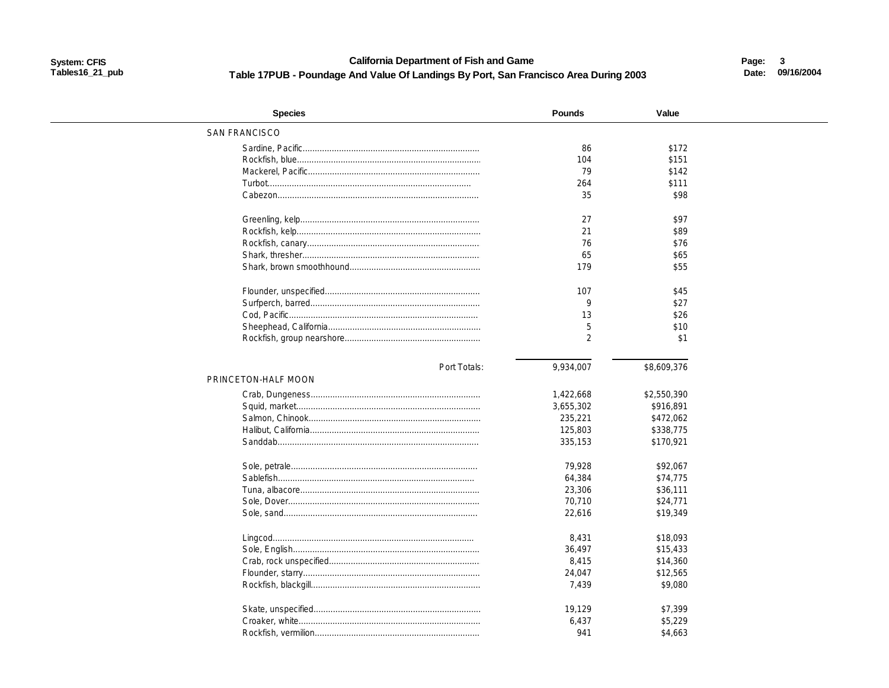**California Department of Fish and Game**

**Table 17PUB - Poundage And Value Of Landings By Port, San Francisco Area During 2003**

| Species | Pounds | Value |
|---|---|---|
| SAN FRANCISCO | | |
| Sardine, Pacific | 86 | $172 |
| Rockfish, blue | 104 | $151 |
| Mackerel, Pacific | 79 | $142 |
| Turbot | 264 | $111 |
| Cabezon | 35 | $98 |
| Greenling, kelp | 27 | $97 |
| Rockfish, kelp | 21 | $89 |
| Rockfish, canary | 76 | $76 |
| Shark, thresher | 65 | $65 |
| Shark, brown smoothhound | 179 | $55 |
| Flounder, unspecified | 107 | $45 |
| Surfperch, barred | 9 | $27 |
| Cod, Pacific | 13 | $26 |
| Sheephead, California | 5 | $10 |
| Rockfish, group nearshore | 2 | $1 |
| Port Totals: | 9,934,007 | $8,609,376 |
| PRINCETON-HALF MOON | | |
| Crab, Dungeness | 1,422,668 | $2,550,390 |
| Squid, market | 3,655,302 | $916,891 |
| Salmon, Chinook | 235,221 | $472,062 |
| Halibut, California | 125,803 | $338,775 |
| Sanddab | 335,153 | $170,921 |
| Sole, petrale | 79,928 | $92,067 |
| Sablefish | 64,384 | $74,775 |
| Tuna, albacore | 23,306 | $36,111 |
| Sole, Dover | 70,710 | $24,771 |
| Sole, sand | 22,616 | $19,349 |
| Lingcod | 8,431 | $18,093 |
| Sole, English | 36,497 | $15,433 |
| Crab, rock unspecified | 8,415 | $14,360 |
| Flounder, starry | 24,047 | $12,565 |
| Rockfish, blackgill | 7,439 | $9,080 |
| Skate, unspecified | 19,129 | $7,399 |
| Croaker, white | 6,437 | $5,229 |
| Rockfish, vermilion | 941 | $4,663 |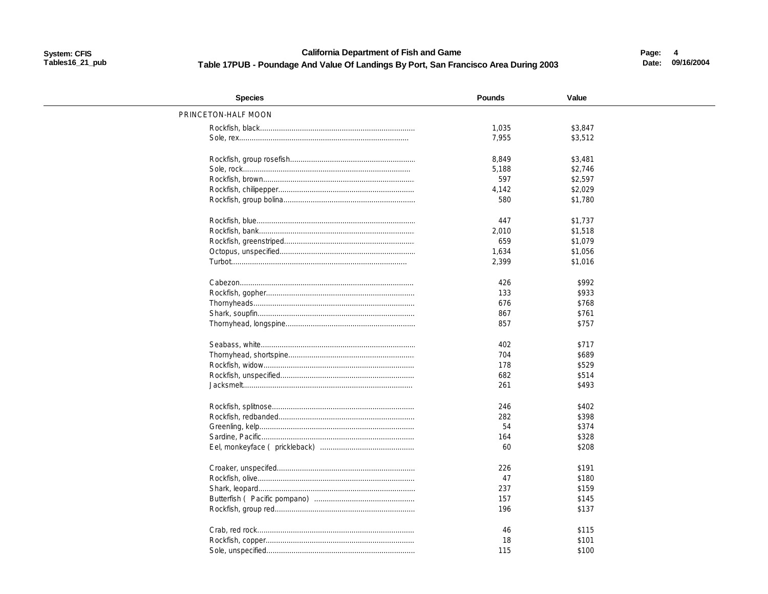**California Department of Fish and Game**

**Table 17PUB - Poundage And Value Of Landings By Port, San Francisco Area During 2003**

| Species | Pounds | Value |
|---|---|---|
| PRINCETON-HALF MOON | | |
| Rockfish, black | 1,035 | $3,847 |
| Sole, rex | 7,955 | $3,512 |
| Rockfish, group rosefish | 8,849 | $3,481 |
| Sole, rock | 5,188 | $2,746 |
| Rockfish, brown | 597 | $2,597 |
| Rockfish, chilipepper | 4,142 | $2,029 |
| Rockfish, group bolina | 580 | $1,780 |
| Rockfish, blue | 447 | $1,737 |
| Rockfish, bank | 2,010 | $1,518 |
| Rockfish, greenstriped | 659 | $1,079 |
| Octopus, unspecified | 1,634 | $1,056 |
| Turbot | 2,399 | $1,016 |
| Cabezon | 426 | $992 |
| Rockfish, gopher | 133 | $933 |
| Thornyheads | 676 | $768 |
| Shark, soupfin | 867 | $761 |
| Thornyhead, longspine | 857 | $757 |
| Seabass, white | 402 | $717 |
| Thornyhead, shortspine | 704 | $689 |
| Rockfish, widow | 178 | $529 |
| Rockfish, unspecified | 682 | $514 |
| Jacksmelt | 261 | $493 |
| Rockfish, splitnose | 246 | $402 |
| Rockfish, redbanded | 282 | $398 |
| Greenling, kelp | 54 | $374 |
| Sardine, Pacific | 164 | $328 |
| Eel, monkeyface ( prickleback) | 60 | $208 |
| Croaker, unspecifed | 226 | $191 |
| Rockfish, olive | 47 | $180 |
| Shark, leopard | 237 | $159 |
| Butterfish ( Pacific pompano) | 157 | $145 |
| Rockfish, group red | 196 | $137 |
| Crab, red rock | 46 | $115 |
| Rockfish, copper | 18 | $101 |
| Sole, unspecified | 115 | $100 |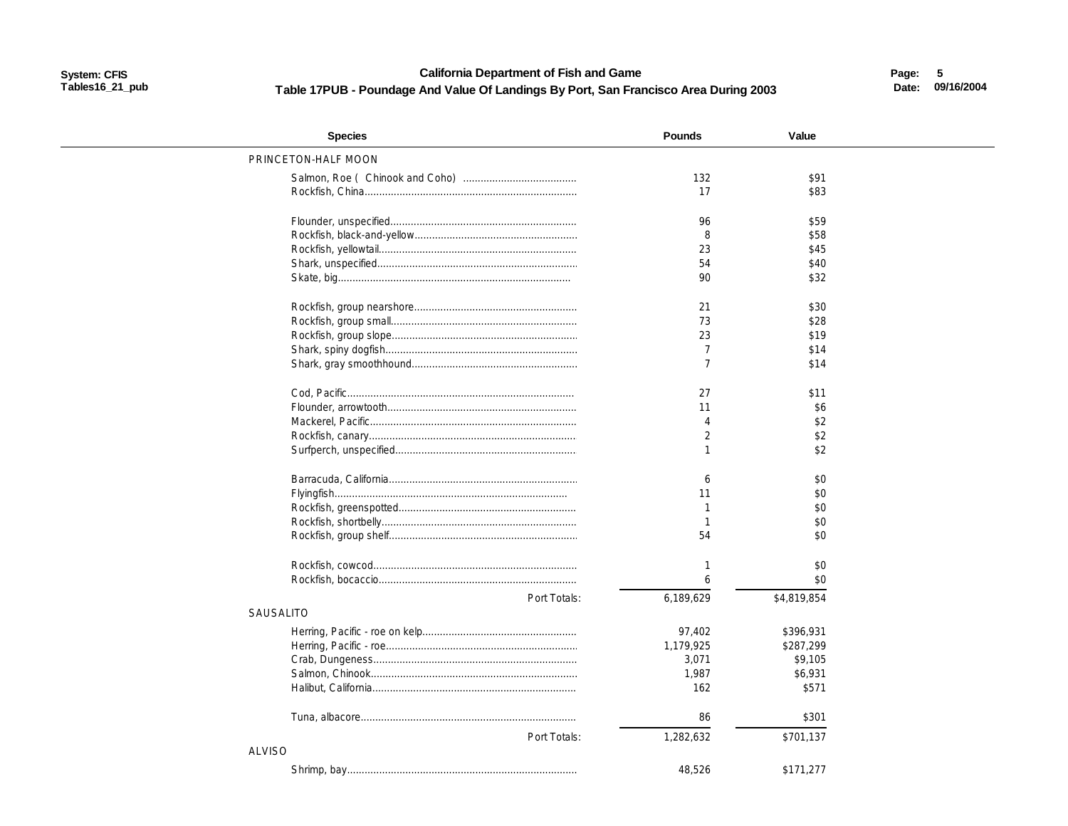**California Department of Fish and Game**

**Table 17PUB - Poundage And Value Of Landings By Port, San Francisco Area During 2003**

| Species | Pounds | Value |
|---|---|---|
| PRINCETON-HALF MOON | | |
| Salmon, Roe ( Chinook and Coho) | 132 | $91 |
| Rockfish, China | 17 | $83 |
| Flounder, unspecified | 96 | $59 |
| Rockfish, black-and-yellow | 8 | $58 |
| Rockfish, yellowtail | 23 | $45 |
| Shark, unspecified | 54 | $40 |
| Skate, big | 90 | $32 |
| Rockfish, group nearshore | 21 | $30 |
| Rockfish, group small | 73 | $28 |
| Rockfish, group slope | 23 | $19 |
| Shark, spiny dogfish | 7 | $14 |
| Shark, gray smoothhound | 7 | $14 |
| Cod, Pacific | 27 | $11 |
| Flounder, arrowtooth | 11 | $6 |
| Mackerel, Pacific | 4 | $2 |
| Rockfish, canary | 2 | $2 |
| Surfperch, unspecified | 1 | $2 |
| Barracuda, California | 6 | $0 |
| Flyingfish | 11 | $0 |
| Rockfish, greenspotted | 1 | $0 |
| Rockfish, shortbelly | 1 | $0 |
| Rockfish, group shelf | 54 | $0 |
| Rockfish, cowcod | 1 | $0 |
| Rockfish, bocaccio | 6 | $0 |
| Port Totals: | 6,189,629 | $4,819,854 |
| SAUSALITO | | |
| Herring, Pacific - roe on kelp | 97,402 | $396,931 |
| Herring, Pacific - roe | 1,179,925 | $287,299 |
| Crab, Dungeness | 3,071 | $9,105 |
| Salmon, Chinook | 1,987 | $6,931 |
| Halibut, California | 162 | $571 |
| Tuna, albacore | 86 | $301 |
| Port Totals: | 1,282,632 | $701,137 |
| ALVISO | | |
| Shrimp, bay | 48,526 | $171,277 |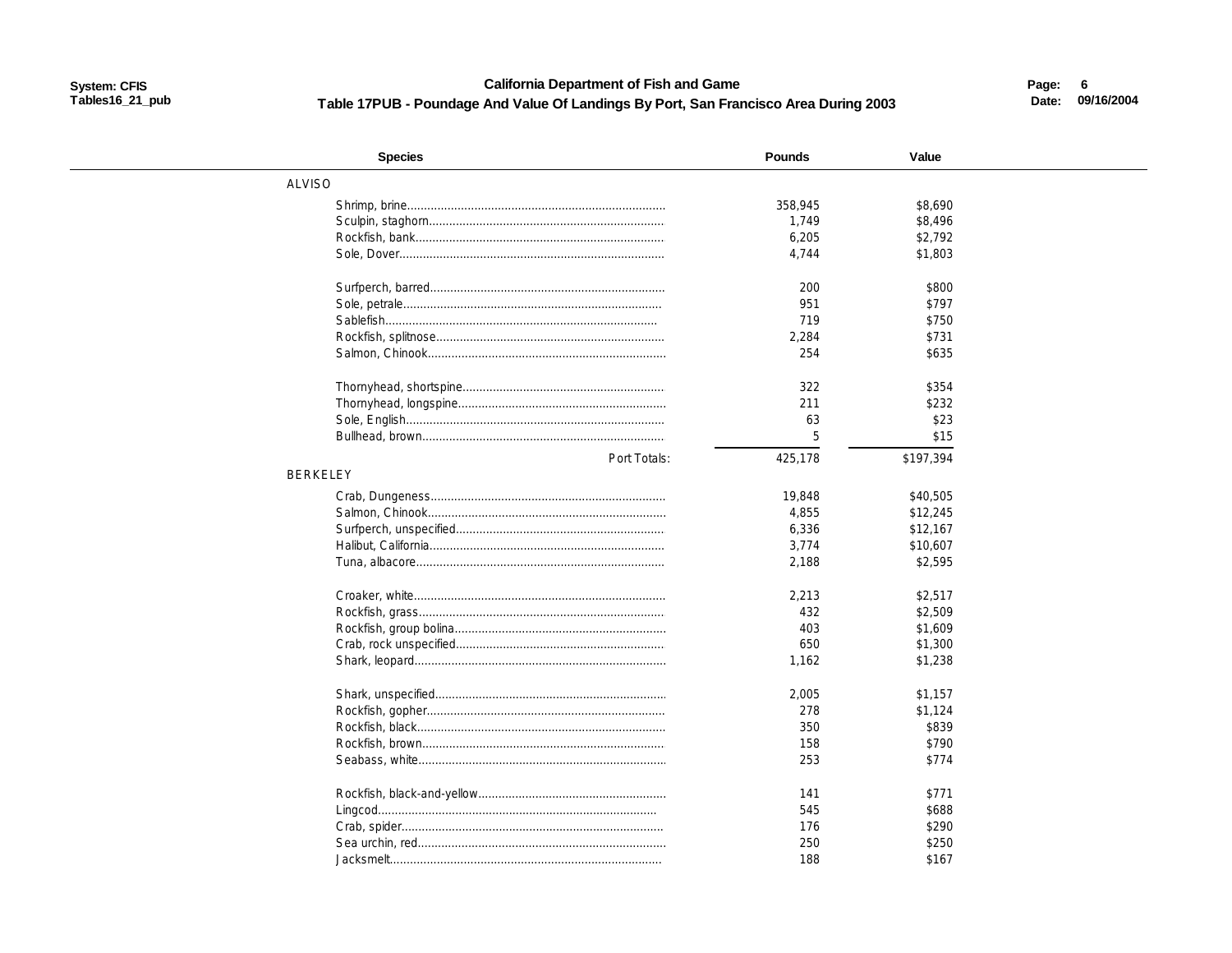**California Department of Fish and Game**

**Table 17PUB - Poundage And Value Of Landings By Port, San Francisco Area During 2003**

| Species | Pounds | Value |
|---|---|---|
| **ALVISO** | | |
| Shrimp, brine | 358,945 | $8,690 |
| Sculpin, staghorn | 1,749 | $8,496 |
| Rockfish, bank | 6,205 | $2,792 |
| Sole, Dover | 4,744 | $1,803 |
| Surfperch, barred | 200 | $800 |
| Sole, petrale | 951 | $797 |
| Sablefish | 719 | $750 |
| Rockfish, splitnose | 2,284 | $731 |
| Salmon, Chinook | 254 | $635 |
| Thornyhead, shortspine | 322 | $354 |
| Thornyhead, longspine | 211 | $232 |
| Sole, English | 63 | $23 |
| Bullhead, brown | 5 | $15 |
| Port Totals: | 425,178 | $197,394 |
| **BERKELEY** | | |
| Crab, Dungeness | 19,848 | $40,505 |
| Salmon, Chinook | 4,855 | $12,245 |
| Surfperch, unspecified | 6,336 | $12,167 |
| Halibut, California | 3,774 | $10,607 |
| Tuna, albacore | 2,188 | $2,595 |
| Croaker, white | 2,213 | $2,517 |
| Rockfish, grass | 432 | $2,509 |
| Rockfish, group bolina | 403 | $1,609 |
| Crab, rock unspecified | 650 | $1,300 |
| Shark, leopard | 1,162 | $1,238 |
| Shark, unspecified | 2,005 | $1,157 |
| Rockfish, gopher | 278 | $1,124 |
| Rockfish, black | 350 | $839 |
| Rockfish, brown | 158 | $790 |
| Seabass, white | 253 | $774 |
| Rockfish, black-and-yellow | 141 | $771 |
| Lingcod | 545 | $688 |
| Crab, spider | 176 | $290 |
| Sea urchin, red | 250 | $250 |
| Jacksmelt | 188 | $167 |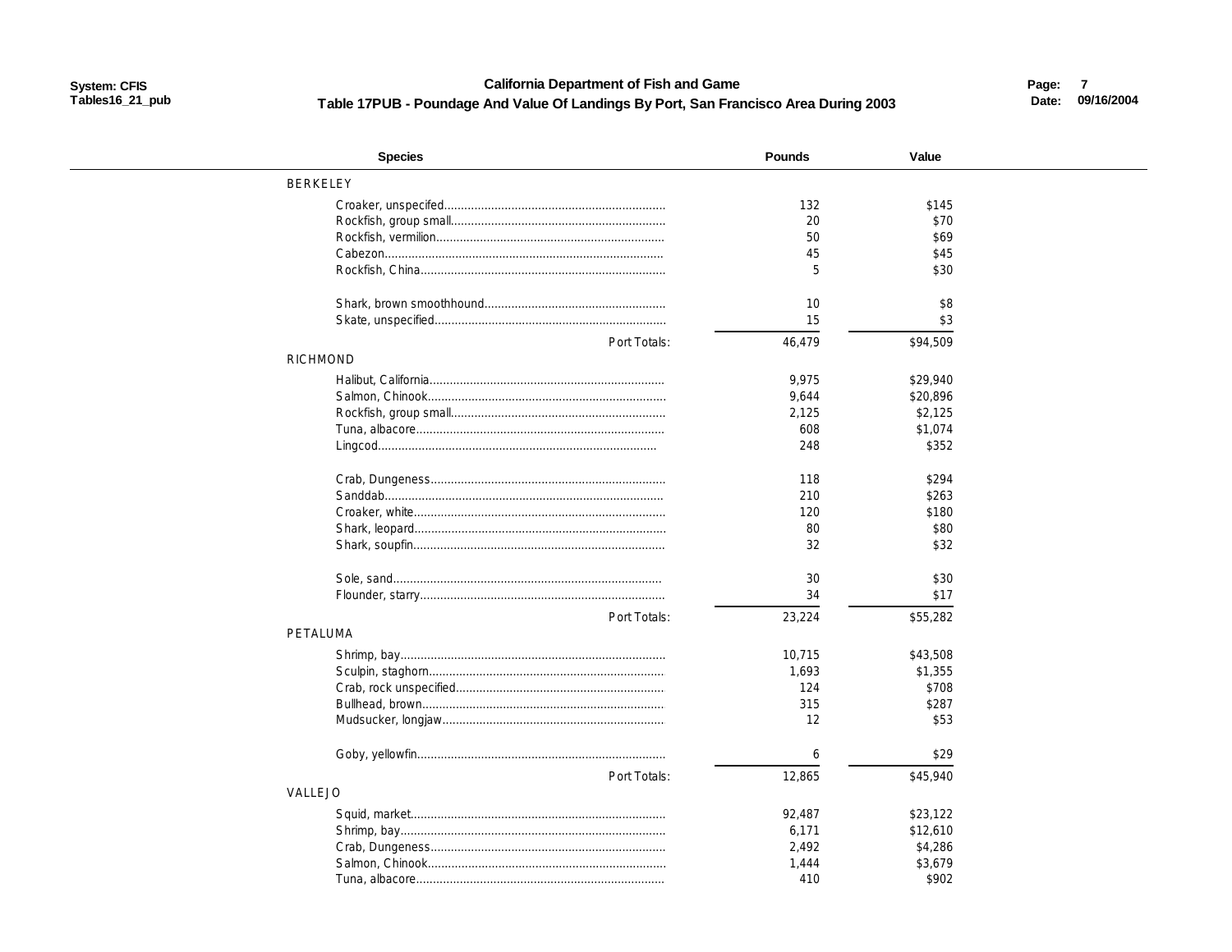**California Department of Fish and Game**

**Table 17PUB - Poundage And Value Of Landings By Port, San Francisco Area During 2003**

| Species | Pounds | Value |
|---|---|---|
| BERKELEY | | |
| Croaker, unspecifed | 132 | $145 |
| Rockfish, group small | 20 | $70 |
| Rockfish, vermilion | 50 | $69 |
| Cabezon | 45 | $45 |
| Rockfish, China | 5 | $30 |
| Shark, brown smoothhound | 10 | $8 |
| Skate, unspecified | 15 | $3 |
| Port Totals: | 46,479 | $94,509 |
| RICHMOND | | |
| Halibut, California | 9,975 | $29,940 |
| Salmon, Chinook | 9,644 | $20,896 |
| Rockfish, group small | 2,125 | $2,125 |
| Tuna, albacore | 608 | $1,074 |
| Lingcod | 248 | $352 |
| Crab, Dungeness | 118 | $294 |
| Sanddab | 210 | $263 |
| Croaker, white | 120 | $180 |
| Shark, leopard | 80 | $80 |
| Shark, soupfin | 32 | $32 |
| Sole, sand | 30 | $30 |
| Flounder, starry | 34 | $17 |
| Port Totals: | 23,224 | $55,282 |
| PETALUMA | | |
| Shrimp, bay | 10,715 | $43,508 |
| Sculpin, staghorn | 1,693 | $1,355 |
| Crab, rock unspecified | 124 | $708 |
| Bullhead, brown | 315 | $287 |
| Mudsucker, longjaw | 12 | $53 |
| Goby, yellowfin | 6 | $29 |
| Port Totals: | 12,865 | $45,940 |
| VALLEJO | | |
| Squid, market | 92,487 | $23,122 |
| Shrimp, bay | 6,171 | $12,610 |
| Crab, Dungeness | 2,492 | $4,286 |
| Salmon, Chinook | 1,444 | $3,679 |
| Tuna, albacore | 410 | $902 |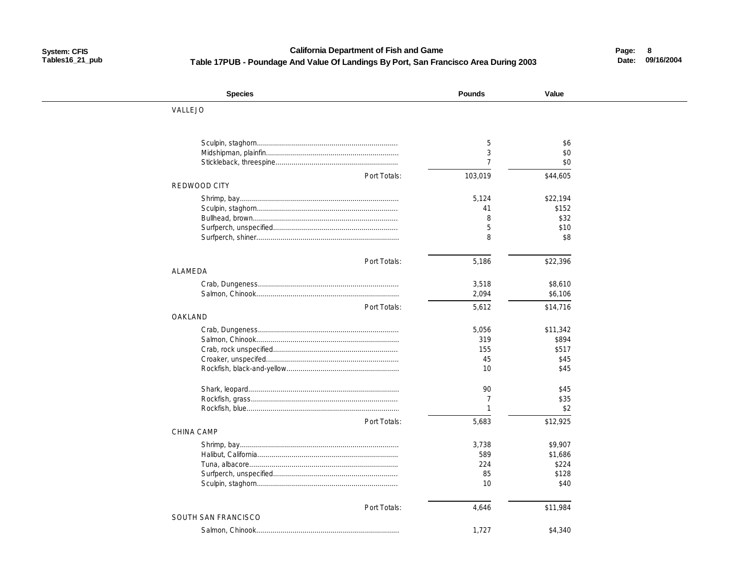**California Department of Fish and Game**

**Table 17PUB - Poundage And Value Of Landings By Port, San Francisco Area During 2003**

| Species | Pounds | Value |
|---|---|---|
| **VALLEJO** | | |
| Sculpin, staghorn | 5 | $6 |
| Midshipman, plainfin | 3 | $0 |
| Stickleback, threespine | 7 | $0 |
| Port Totals: | 103,019 | $44,605 |
| **REDWOOD CITY** | | |
| Shrimp, bay | 5,124 | $22,194 |
| Sculpin, staghorn | 41 | $152 |
| Bullhead, brown | 8 | $32 |
| Surfperch, unspecified | 5 | $10 |
| Surfperch, shiner | 8 | $8 |
| Port Totals: | 5,186 | $22,396 |
| **ALAMEDA** | | |
| Crab, Dungeness | 3,518 | $8,610 |
| Salmon, Chinook | 2,094 | $6,106 |
| Port Totals: | 5,612 | $14,716 |
| **OAKLAND** | | |
| Crab, Dungeness | 5,056 | $11,342 |
| Salmon, Chinook | 319 | $894 |
| Crab, rock unspecified | 155 | $517 |
| Croaker, unspecifed | 45 | $45 |
| Rockfish, black-and-yellow | 10 | $45 |
| Shark, leopard | 90 | $45 |
| Rockfish, grass | 7 | $35 |
| Rockfish, blue | 1 | $2 |
| Port Totals: | 5,683 | $12,925 |
| **CHINA CAMP** | | |
| Shrimp, bay | 3,738 | $9,907 |
| Halibut, California | 589 | $1,686 |
| Tuna, albacore | 224 | $224 |
| Surfperch, unspecified | 85 | $128 |
| Sculpin, staghorn | 10 | $40 |
| Port Totals: | 4,646 | $11,984 |
| **SOUTH SAN FRANCISCO** | | |
| Salmon, Chinook | 1,727 | $4,340 |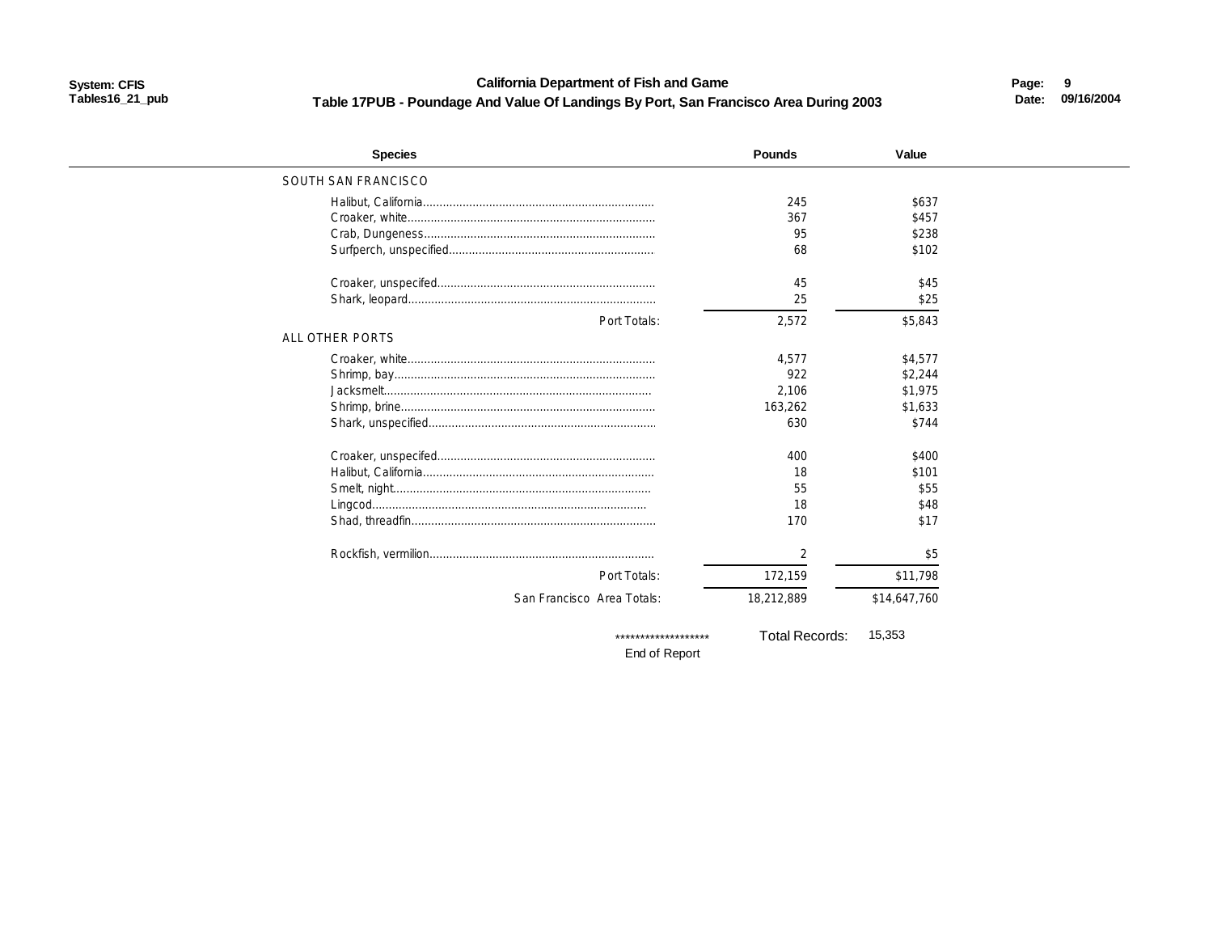California Department of Fish and Game

## Table 17PUB - Poundage And Value Of Landings By Port, San Francisco Area During 2003

| Species | Pounds | Value |
|---|---|---|
| **SOUTH SAN FRANCISCO** | | |
| Halibut, California | 245 | $637 |
| Croaker, white | 367 | $457 |
| Crab, Dungeness | 95 | $238 |
| Surfperch, unspecified | 68 | $102 |
| Croaker, unspecifed | 45 | $45 |
| Shark, leopard | 25 | $25 |
| Port Totals: | 2,572 | $5,843 |
| **ALL OTHER PORTS** | | |
| Croaker, white | 4,577 | $4,577 |
| Shrimp, bay | 922 | $2,244 |
| Jacksmelt | 2,106 | $1,975 |
| Shrimp, brine | 163,262 | $1,633 |
| Shark, unspecified | 630 | $744 |
| Croaker, unspecifed | 400 | $400 |
| Halibut, California | 18 | $101 |
| Smelt, night | 55 | $55 |
| Lingcod | 18 | $48 |
| Shad, threadfin | 170 | $17 |
| Rockfish, vermilion | 2 | $5 |
| Port Totals: | 172,159 | $11,798 |
| San Francisco Area Totals: | 18,212,889 | $14,647,760 |

******************* Total Records: 15,353

End of Report